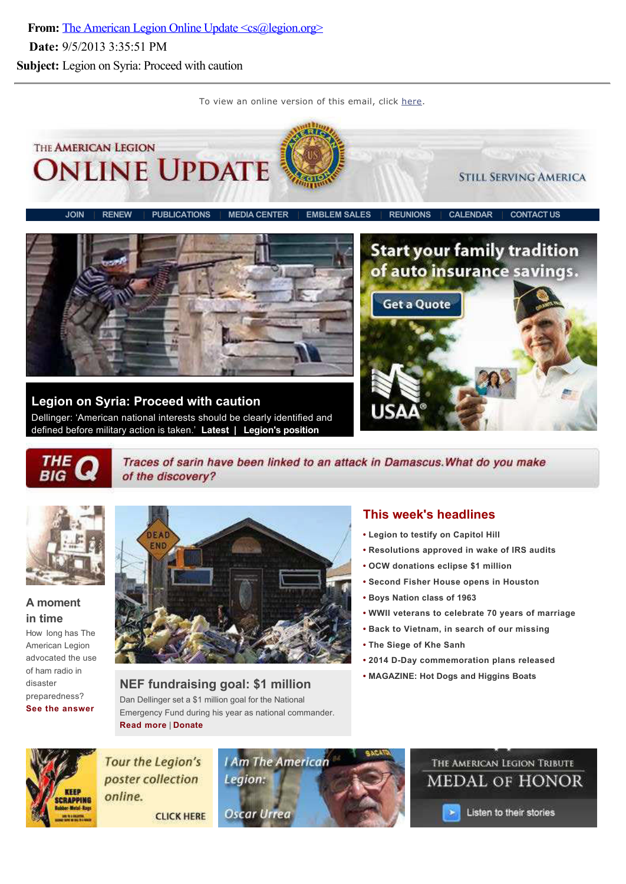**From:** The American Legion Online Update <cs@legion.org>
**Date:** 9/5/2013 3:35:51 PM
**Subject:** Legion on Syria: Proceed with caution

---

To view an online version of this email, click here.

THE AMERICAN LEGION
# ONLINE UPDATE
STILL SERVING AMERICA

JOIN | RENEW | PUBLICATIONS | MEDIA CENTER | EMBLEM SALES | REUNIONS | CALENDAR | CONTACT US

## Legion on Syria: Proceed with caution

Dellinger: 'American national interests should be clearly identified and defined before military action is taken.' **Latest** | **Legion's position**

Start your family tradition of auto insurance savings.
Get a Quote
USAA®

**THE BIG Q** *Traces of sarin have been linked to an attack in Damascus. What do you make of the discovery?*

### A moment in time

How long has The American Legion advocated the use of ham radio in disaster preparedness?
**See the answer**

### NEF fundraising goal: $1 million

Dan Dellinger set a $1 million goal for the National Emergency Fund during his year as national commander.
**Read more** | **Donate**

### This week's headlines

- **Legion to testify on Capitol Hill**
- **Resolutions approved in wake of IRS audits**
- **OCW donations eclipse $1 million**
- **Second Fisher House opens in Houston**
- **Boys Nation class of 1963**
- **WWII veterans to celebrate 70 years of marriage**
- **Back to Vietnam, in search of our missing**
- **The Siege of Khe Sanh**
- **2014 D-Day commemoration plans released**
- **MAGAZINE: Hot Dogs and Higgins Boats**

Tour the Legion's poster collection online. CLICK HERE

I Am The American Legion: Oscar Urrea

THE AMERICAN LEGION TRIBUTE
MEDAL OF HONOR
Listen to their stories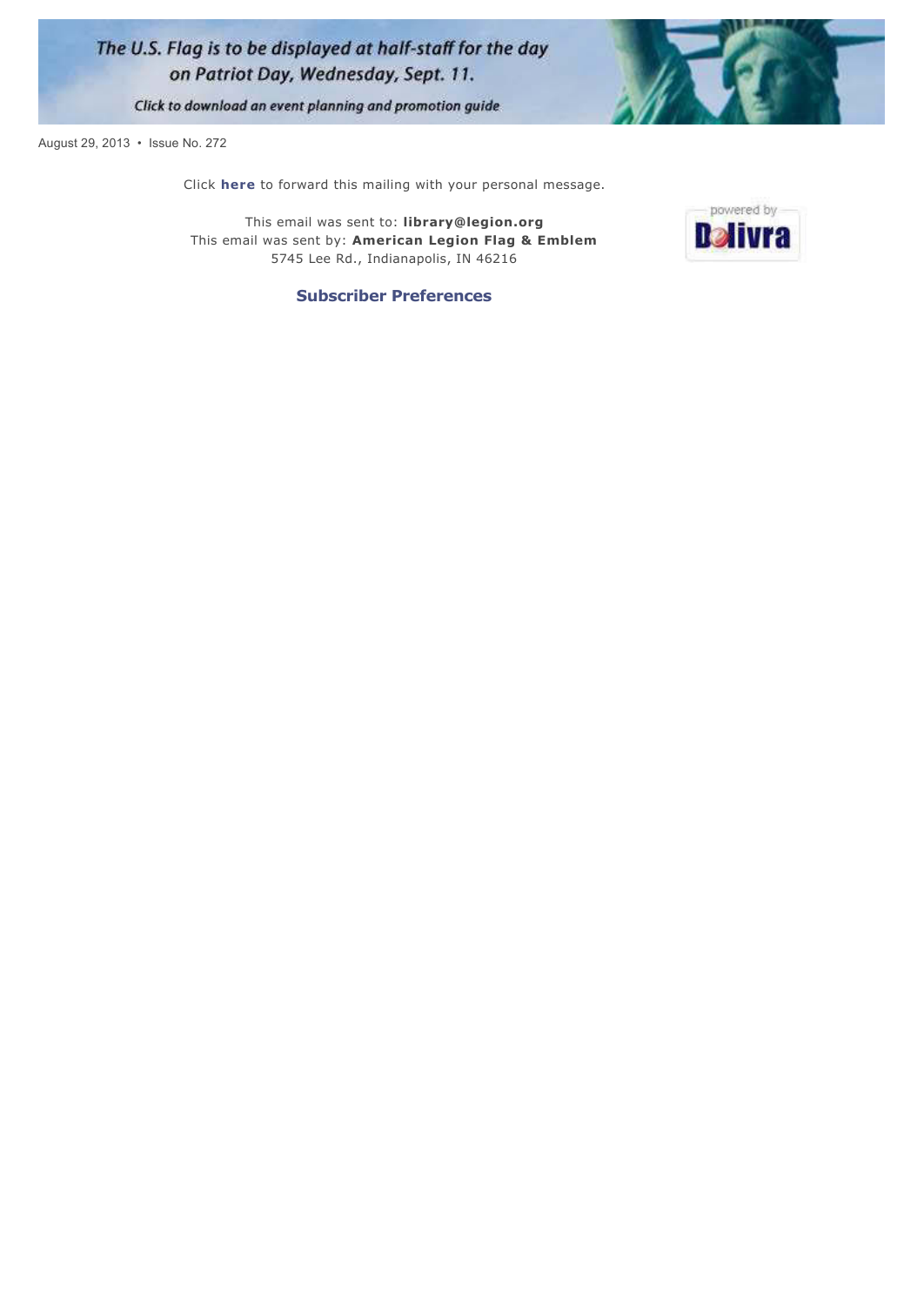The U.S. Flag is to be displayed at half-staff for the day on Patriot Day, Wednesday, Sept. 11.

Click to download an event planning and promotion guide

August 29, 2013 • Issue No. 272

Click **here** to forward this mailing with your personal message.

This email was sent to: **library@legion.org**
This email was sent by: **American Legion Flag & Emblem**
5745 Lee Rd., Indianapolis, IN 46216

powered by Delivra

**Subscriber Preferences**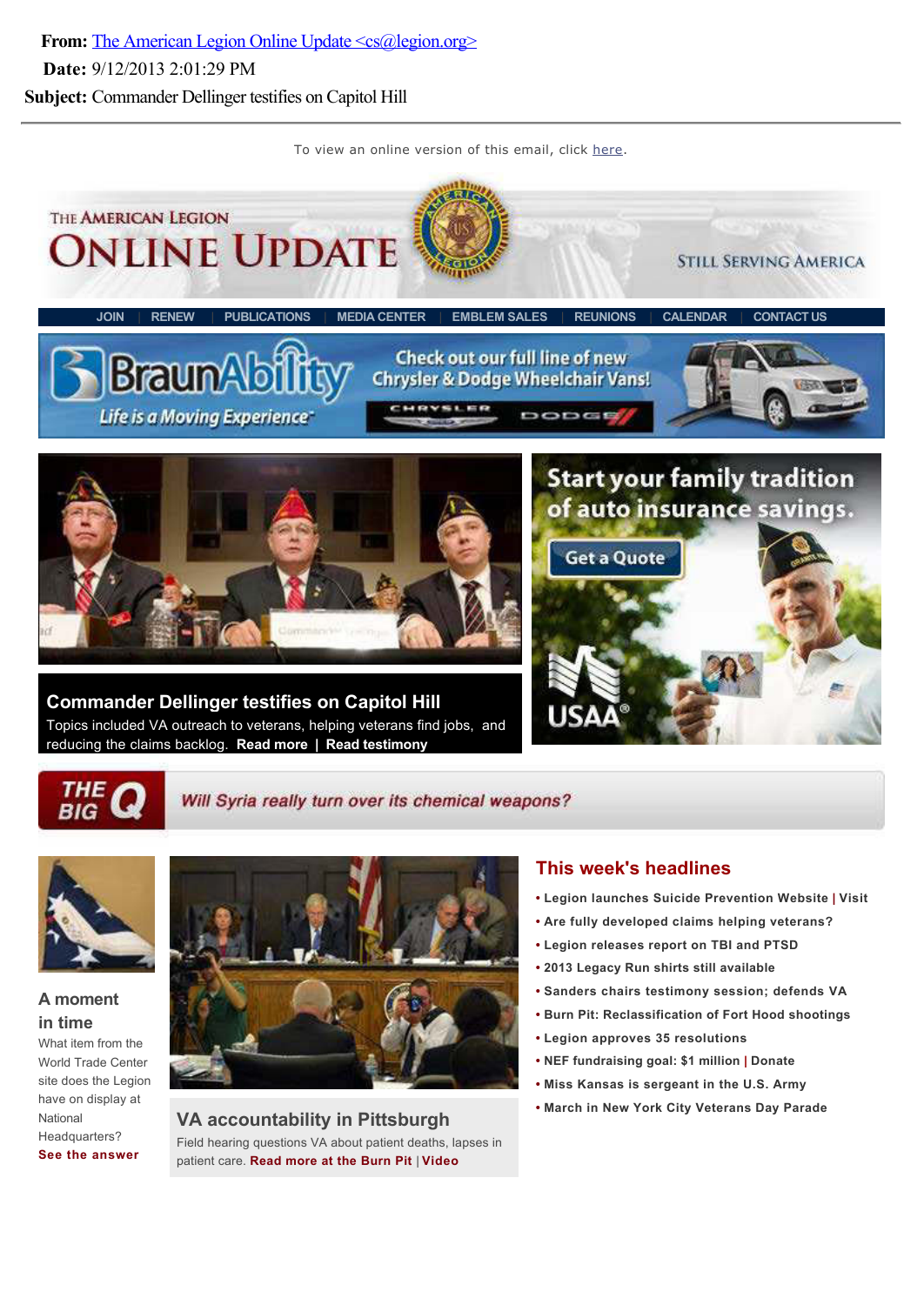**From:** The American Legion Online Update <cs@legion.org>
**Date:** 9/12/2013 2:01:29 PM
**Subject:** Commander Dellinger testifies on Capitol Hill

---

To view an online version of this email, click here.

THE AMERICAN LEGION

# ONLINE UPDATE

STILL SERVING AMERICA

JOIN | RENEW | PUBLICATIONS | MEDIA CENTER | EMBLEM SALES | REUNIONS | CALENDAR | CONTACT US

BraunAbility — Life is a Moving Experience. Check out our full line of new Chrysler & Dodge Wheelchair Vans! CHRYSLER DODGE

## Commander Dellinger testifies on Capitol Hill

Topics included VA outreach to veterans, helping veterans find jobs, and reducing the claims backlog. **Read more** | **Read testimony**

Start your family tradition of auto insurance savings. Get a Quote. USAA®

**THE BIG Q** *Will Syria really turn over its chemical weapons?*

### A moment in time

What item from the World Trade Center site does the Legion have on display at National Headquarters?

**See the answer**

### VA accountability in Pittsburgh

Field hearing questions VA about patient deaths, lapses in patient care. **Read more at the Burn Pit** | **Video**

## This week's headlines

- **Legion launches Suicide Prevention Website | Visit**
- **Are fully developed claims helping veterans?**
- **Legion releases report on TBI and PTSD**
- **2013 Legacy Run shirts still available**
- **Sanders chairs testimony session; defends VA**
- **Burn Pit: Reclassification of Fort Hood shootings**
- **Legion approves 35 resolutions**
- **NEF fundraising goal: $1 million | Donate**
- **Miss Kansas is sergeant in the U.S. Army**
- **March in New York City Veterans Day Parade**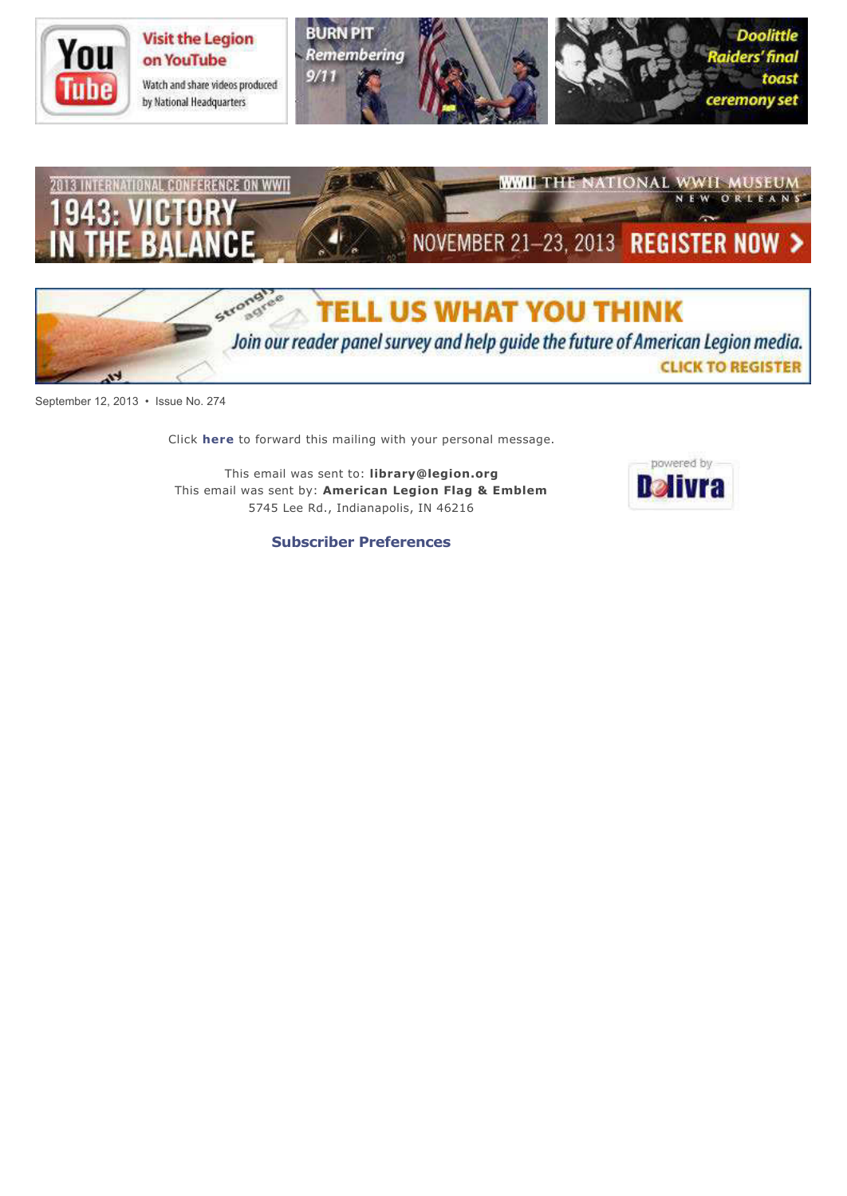Visit the Legion on YouTube

Watch and share videos produced by National Headquarters

BURN PIT Remembering 9/11

Doolittle Raiders' final toast ceremony set

2013 INTERNATIONAL CONFERENCE ON WWII

1943: VICTORY IN THE BALANCE

THE NATIONAL WWII MUSEUM NEW ORLEANS

NOVEMBER 21–23, 2013 REGISTER NOW >

TELL US WHAT YOU THINK

Join our reader panel survey and help guide the future of American Legion media.

CLICK TO REGISTER

September 12, 2013 • Issue No. 274

Click **here** to forward this mailing with your personal message.

This email was sent to: **library@legion.org**
This email was sent by: **American Legion Flag & Emblem**
5745 Lee Rd., Indianapolis, IN 46216

powered by Delivra

**Subscriber Preferences**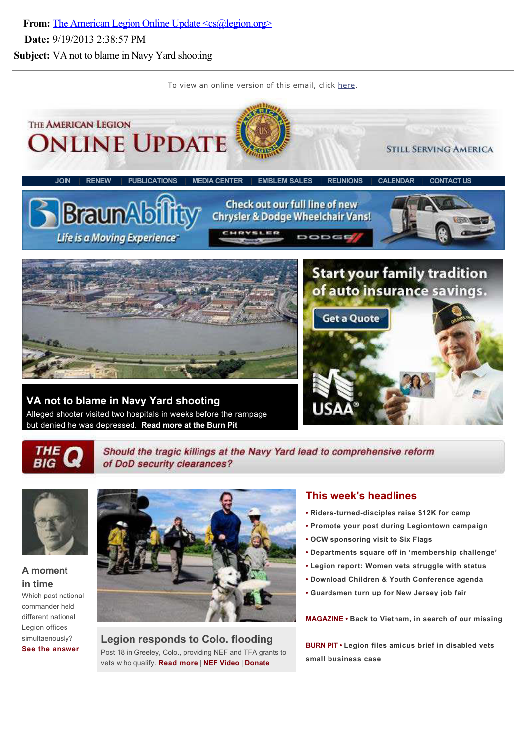**From:** The American Legion Online Update <cs@legion.org>

**Date:** 9/19/2013 2:38:57 PM

**Subject:** VA not to blame in Navy Yard shooting

To view an online version of this email, click here.

THE AMERICAN LEGION

# ONLINE UPDATE

STILL SERVING AMERICA

JOIN | RENEW | PUBLICATIONS | MEDIA CENTER | EMBLEM SALES | REUNIONS | CALENDAR | CONTACT US

BraunAbility — Life is a Moving Experience — Check out our full line of new Chrysler & Dodge Wheelchair Vans!

## VA not to blame in Navy Yard shooting

Alleged shooter visited two hospitals in weeks before the rampage but denied he was depressed. **Read more at the Burn Pit**

Start your family tradition of auto insurance savings. Get a Quote — USAA

**THE BIG Q** *Should the tragic killings at the Navy Yard lead to comprehensive reform of DoD security clearances?*

### A moment in time

Which past national commander held different national Legion offices simultaneously?

**See the answer**

### Legion responds to Colo. flooding

Post 18 in Greeley, Colo., providing NEF and TFA grants to vets w ho qualify. **Read more** | **NEF Video** | **Donate**

## This week's headlines

- Riders-turned-disciples raise $12K for camp
- Promote your post during Legiontown campaign
- OCW sponsoring visit to Six Flags
- Departments square off in 'membership challenge'
- Legion report: Women vets struggle with status
- Download Children & Youth Conference agenda
- Guardsmen turn up for New Jersey job fair

**MAGAZINE** • Back to Vietnam, in search of our missing

**BURN PIT** • Legion files amicus brief in disabled vets small business case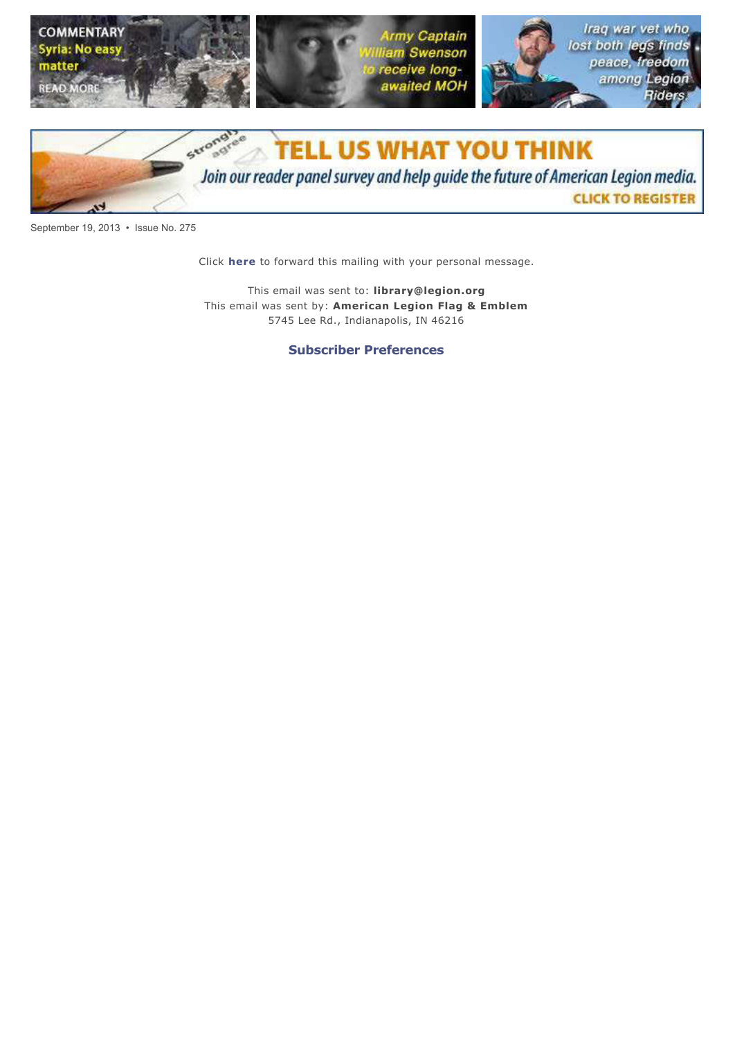COMMENTARY
Syria: No easy matter
READ MORE

Army Captain William Swenson to receive long-awaited MOH

Iraq war vet who lost both legs finds peace, freedom among Legion Riders.

TELL US WHAT YOU THINK
Join our reader panel survey and help guide the future of American Legion media.
CLICK TO REGISTER

September 19, 2013 • Issue No. 275

Click **here** to forward this mailing with your personal message.

This email was sent to: **library@legion.org**
This email was sent by: **American Legion Flag & Emblem**
5745 Lee Rd., Indianapolis, IN 46216

**Subscriber Preferences**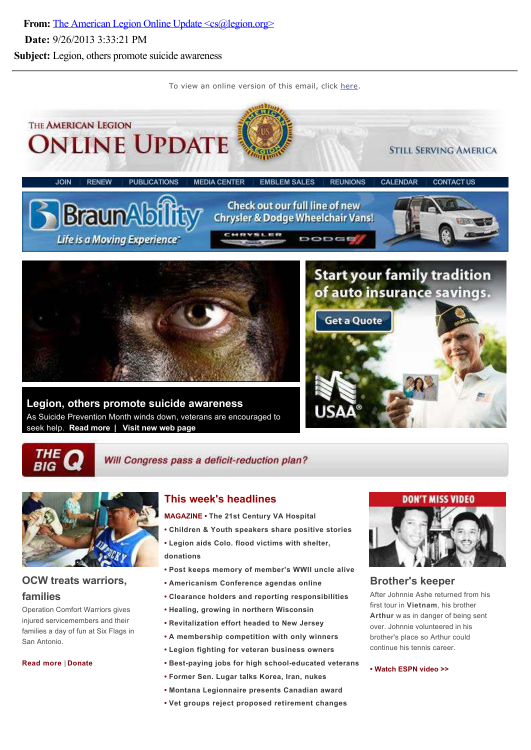**From:** The American Legion Online Update <cs@legion.org>

**Date:** 9/26/2013 3:33:21 PM

**Subject:** Legion, others promote suicide awareness

---

To view an online version of this email, click here.

THE AMERICAN LEGION ONLINE UPDATE

STILL SERVING AMERICA

JOIN | RENEW | PUBLICATIONS | MEDIA CENTER | EMBLEM SALES | REUNIONS | CALENDAR | CONTACT US

BraunAbility — Life is a Moving Experience — Check out our full line of new Chrysler & Dodge Wheelchair Vans!

## Legion, others promote suicide awareness

As Suicide Prevention Month winds down, veterans are encouraged to seek help. **Read more** | **Visit new web page**

Start your family tradition of auto insurance savings. Get a Quote — USAA

THE BIG Q — *Will Congress pass a deficit-reduction plan?*

## OCW treats warriors, families

Operation Comfort Warriors gives injured servicemembers and their families a day of fun at Six Flags in San Antonio.

**Read more** | **Donate**

## This week's headlines

**MAGAZINE** • **The 21st Century VA Hospital**

- **Children & Youth speakers share positive stories**
- **Legion aids Colo. flood victims with shelter, donations**
- **Post keeps memory of member's WWII uncle alive**
- **Americanism Conference agendas online**
- **Clearance holders and reporting responsibilities**
- **Healing, growing in northern Wisconsin**
- **Revitalization effort headed to New Jersey**
- **A membership competition with only winners**
- **Legion fighting for veteran business owners**
- **Best-paying jobs for high school-educated veterans**
- **Former Sen. Lugar talks Korea, Iran, nukes**
- **Montana Legionnaire presents Canadian award**
- **Vet groups reject proposed retirement changes**

DON'T MISS VIDEO

## Brother's keeper

After Johnnie Ashe returned from his first tour in **Vietnam**, his brother **Arthur** was in danger of being sent over. Johnnie volunteered in his brother's place so Arthur could continue his tennis career.

**• Watch ESPN video >>**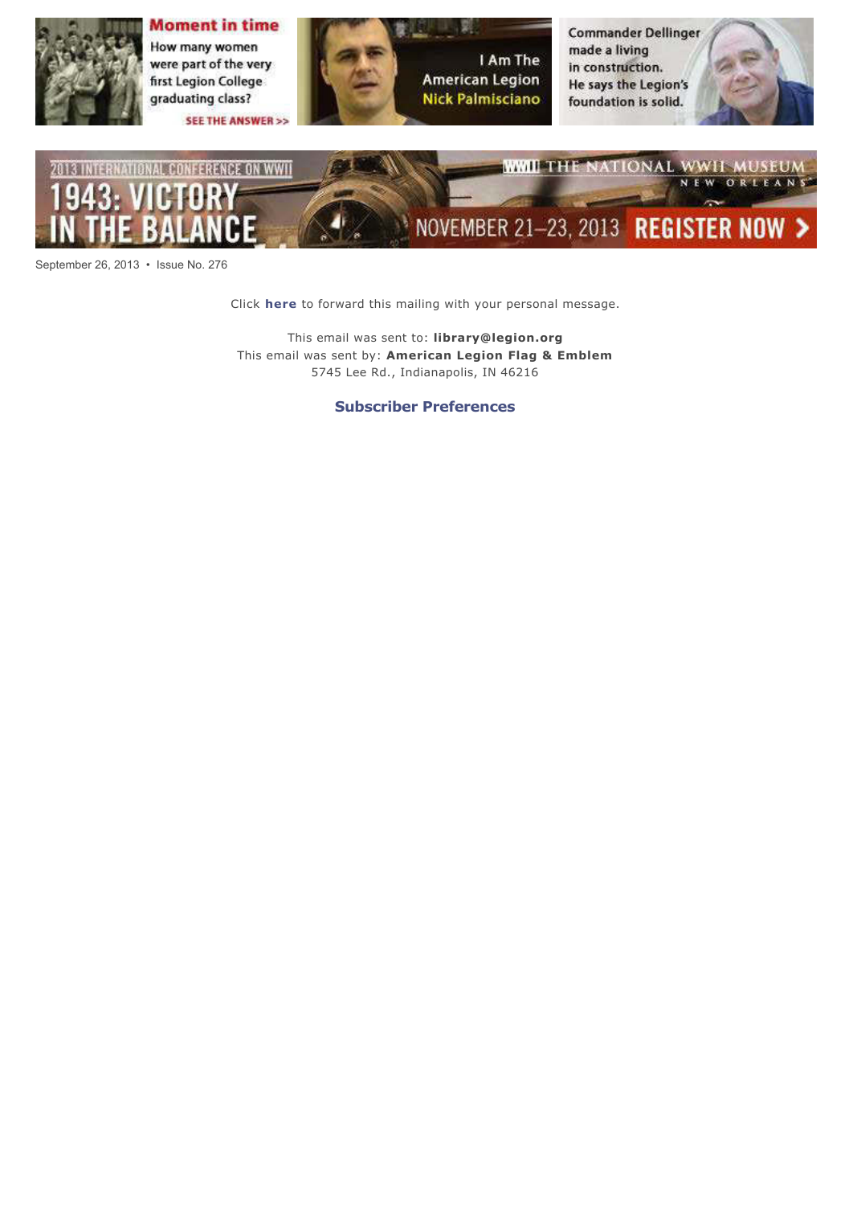**Moment in time**
How many women were part of the very first Legion College graduating class?
SEE THE ANSWER >>

I Am The American Legion
Nick Palmisciano

Commander Dellinger made a living in construction. He says the Legion's foundation is solid.

2013 INTERNATIONAL CONFERENCE ON WWII
1943: VICTORY IN THE BALANCE
THE NATIONAL WWII MUSEUM NEW ORLEANS
NOVEMBER 21–23, 2013 REGISTER NOW >

September 26, 2013 • Issue No. 276

Click **here** to forward this mailing with your personal message.

This email was sent to: **library@legion.org**
This email was sent by: **American Legion Flag & Emblem**
5745 Lee Rd., Indianapolis, IN 46216

**Subscriber Preferences**